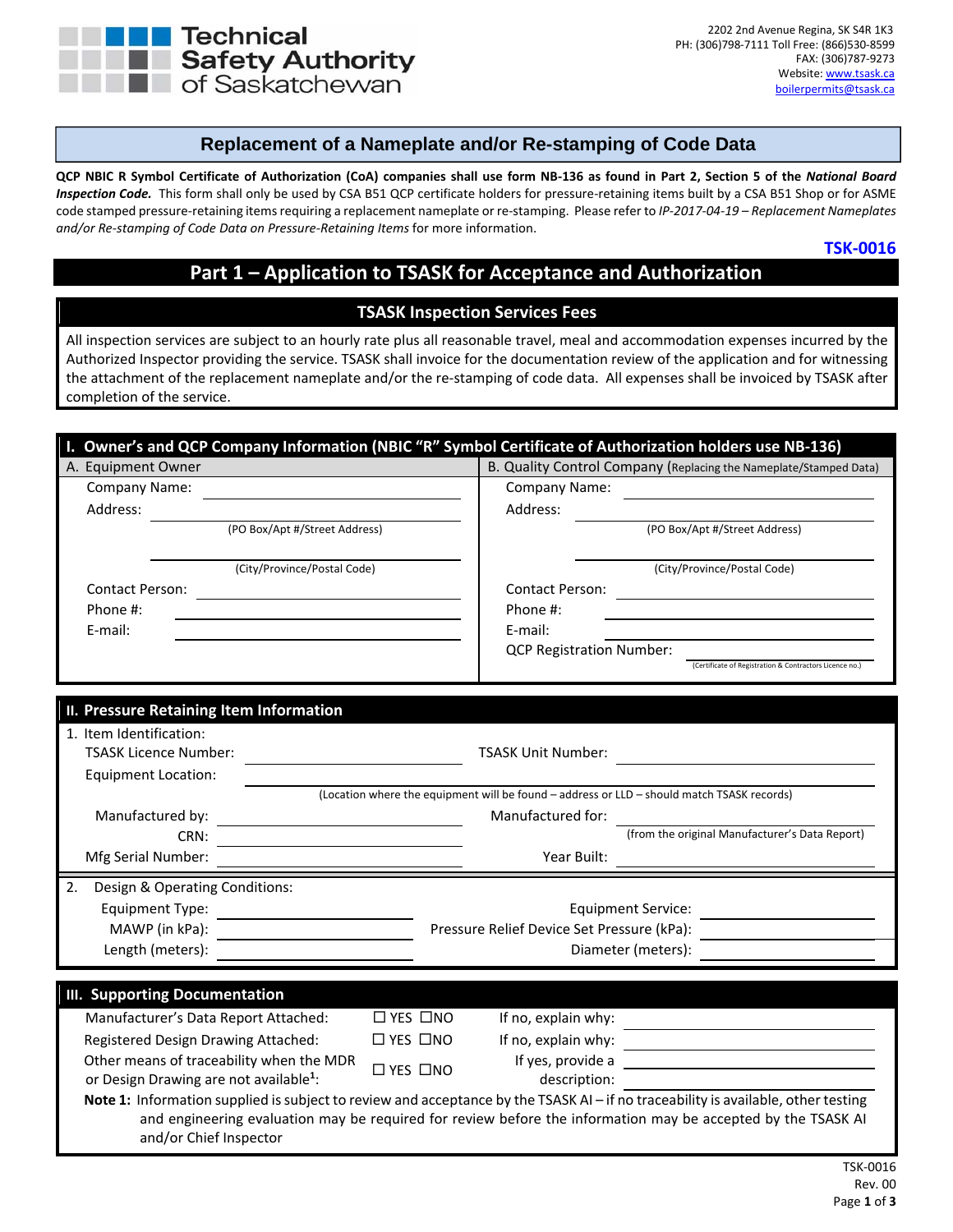Technical Safety Authority of Saskatchewan

2202 2nd Avenue Regina, SK S4R 1K3
PH: (306)798-7111 Toll Free: (866)530-8599
FAX: (306)787-9273
Website: www.tsask.ca
boilerpermits@tsask.ca

# Replacement of a Nameplate and/or Re-stamping of Code Data

**QCP NBIC R Symbol Certificate of Authorization (CoA) companies shall use form NB-136 as found in Part 2, Section 5 of the *National Board Inspection Code.*** This form shall only be used by CSA B51 QCP certificate holders for pressure-retaining items built by a CSA B51 Shop or for ASME code stamped pressure-retaining items requiring a replacement nameplate or re-stamping. Please refer to *IP-2017-04-19 – Replacement Nameplates and/or Re-stamping of Code Data on Pressure-Retaining Items* for more information.

**TSK-0016**

## Part 1 – Application to TSASK for Acceptance and Authorization

### TSASK Inspection Services Fees

All inspection services are subject to an hourly rate plus all reasonable travel, meal and accommodation expenses incurred by the Authorized Inspector providing the service. TSASK shall invoice for the documentation review of the application and for witnessing the attachment of the replacement nameplate and/or the re-stamping of code data. All expenses shall be invoiced by TSASK after completion of the service.

### I. Owner's and QCP Company Information (NBIC "R" Symbol Certificate of Authorization holders use NB-136)

| A. Equipment Owner | B. Quality Control Company (Replacing the Nameplate/Stamped Data) |
|---|---|
| Company Name: ______ | Company Name: ______ |
| Address: ______ (PO Box/Apt #/Street Address) | Address: ______ (PO Box/Apt #/Street Address) |
| ______ (City/Province/Postal Code) | ______ (City/Province/Postal Code) |
| Contact Person: ______ | Contact Person: ______ |
| Phone #: ______ | Phone #: ______ |
| E-mail: ______ | E-mail: ______ |
| | QCP Registration Number: ______ (Certificate of Registration & Contractors Licence no.) |

### II. Pressure Retaining Item Information

1. Item Identification:

TSASK Licence Number: ______ TSASK Unit Number: ______

Equipment Location: ______
(Location where the equipment will be found – address or LLD – should match TSASK records)

Manufactured by: ______ Manufactured for: ______

CRN: ______ (from the original Manufacturer's Data Report)

Mfg Serial Number: ______ Year Built: ______

2. Design & Operating Conditions:

Equipment Type: ______ Equipment Service: ______

MAWP (in kPa): ______ Pressure Relief Device Set Pressure (kPa): ______

Length (meters): ______ Diameter (meters): ______

### III. Supporting Documentation

| | | |
|---|---|---|
| Manufacturer's Data Report Attached: | ☐ YES ☐NO | If no, explain why: ______ |
| Registered Design Drawing Attached: | ☐ YES ☐NO | If no, explain why: ______ |
| Other means of traceability when the MDR or Design Drawing are not available[1]: | ☐ YES ☐NO | If yes, provide a description: ______ |

**Note 1:** Information supplied is subject to review and acceptance by the TSASK AI – if no traceability is available, other testing and engineering evaluation may be required for review before the information may be accepted by the TSASK AI and/or Chief Inspector

TSK-0016
Rev. 00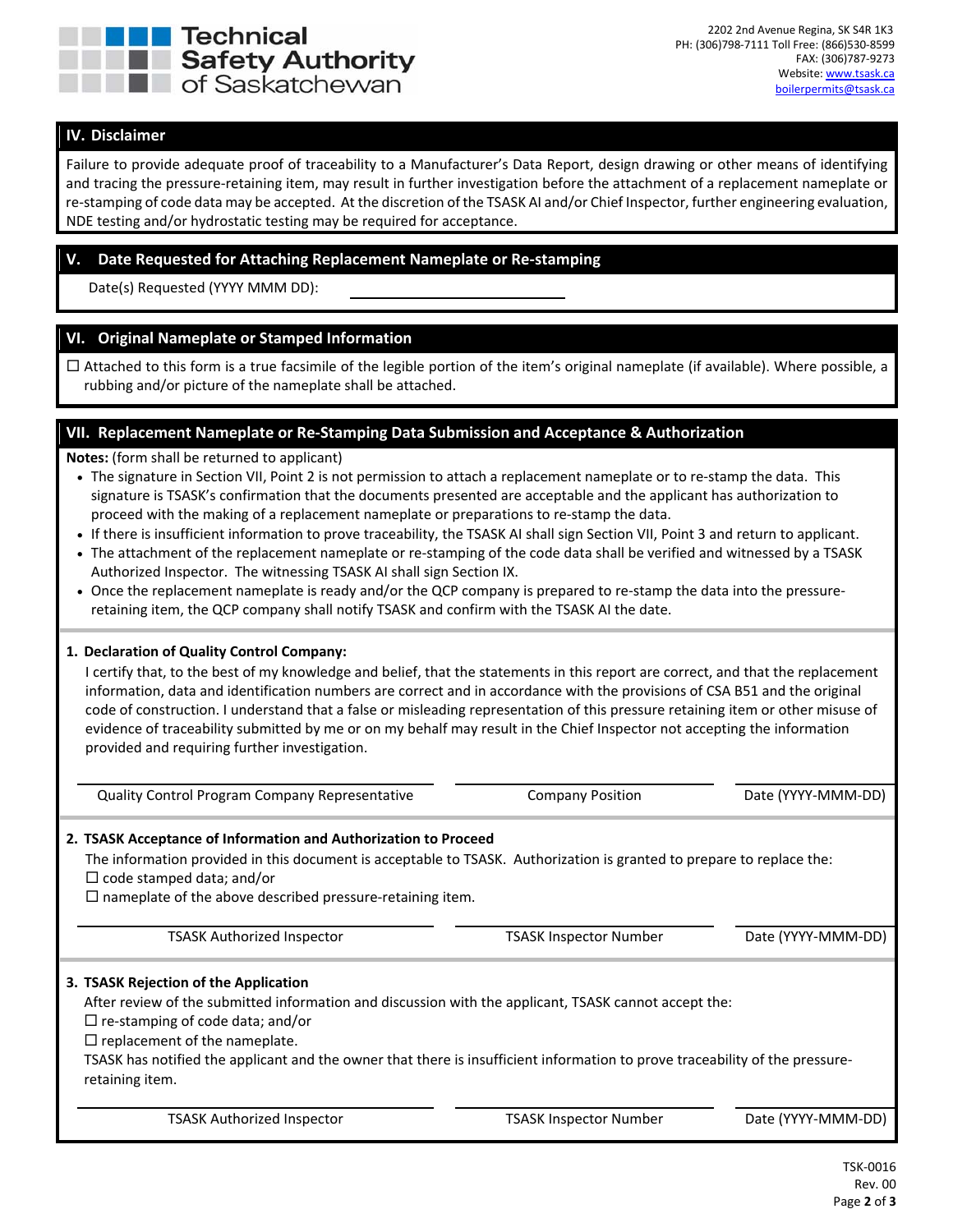Technical Safety Authority of Saskatchewan

2202 2nd Avenue Regina, SK S4R 1K3
PH: (306)798-7111 Toll Free: (866)530-8599
FAX: (306)787-9273
Website: www.tsask.ca
boilerpermits@tsask.ca

## IV. Disclaimer

Failure to provide adequate proof of traceability to a Manufacturer's Data Report, design drawing or other means of identifying and tracing the pressure-retaining item, may result in further investigation before the attachment of a replacement nameplate or re-stamping of code data may be accepted. At the discretion of the TSASK AI and/or Chief Inspector, further engineering evaluation, NDE testing and/or hydrostatic testing may be required for acceptance.

## V. Date Requested for Attaching Replacement Nameplate or Re-stamping

Date(s) Requested (YYYY MMM DD): ______________________

## VI. Original Nameplate or Stamped Information

☐ Attached to this form is a true facsimile of the legible portion of the item's original nameplate (if available). Where possible, a rubbing and/or picture of the nameplate shall be attached.

## VII. Replacement Nameplate or Re-Stamping Data Submission and Acceptance & Authorization

**Notes:** (form shall be returned to applicant)

- The signature in Section VII, Point 2 is not permission to attach a replacement nameplate or to re-stamp the data. This signature is TSASK's confirmation that the documents presented are acceptable and the applicant has authorization to proceed with the making of a replacement nameplate or preparations to re-stamp the data.
- If there is insufficient information to prove traceability, the TSASK AI shall sign Section VII, Point 3 and return to applicant.
- The attachment of the replacement nameplate or re-stamping of the code data shall be verified and witnessed by a TSASK Authorized Inspector. The witnessing TSASK AI shall sign Section IX.
- Once the replacement nameplate is ready and/or the QCP company is prepared to re-stamp the data into the pressure-retaining item, the QCP company shall notify TSASK and confirm with the TSASK AI the date.

**1. Declaration of Quality Control Company:**

I certify that, to the best of my knowledge and belief, that the statements in this report are correct, and that the replacement information, data and identification numbers are correct and in accordance with the provisions of CSA B51 and the original code of construction. I understand that a false or misleading representation of this pressure retaining item or other misuse of evidence of traceability submitted by me or on my behalf may result in the Chief Inspector not accepting the information provided and requiring further investigation.

| Quality Control Program Company Representative | Company Position | Date (YYYY-MMM-DD) |
|---|---|---|
| | | |

**2. TSASK Acceptance of Information and Authorization to Proceed**

The information provided in this document is acceptable to TSASK. Authorization is granted to prepare to replace the:

☐ code stamped data; and/or
☐ nameplate of the above described pressure-retaining item.

| TSASK Authorized Inspector | TSASK Inspector Number | Date (YYYY-MMM-DD) |
|---|---|---|
| | | |

**3. TSASK Rejection of the Application**

After review of the submitted information and discussion with the applicant, TSASK cannot accept the:

☐ re-stamping of code data; and/or
☐ replacement of the nameplate.

TSASK has notified the applicant and the owner that there is insufficient information to prove traceability of the pressure-retaining item.

| TSASK Authorized Inspector | TSASK Inspector Number | Date (YYYY-MMM-DD) |
|---|---|---|
| | | |

TSK-0016
Rev. 00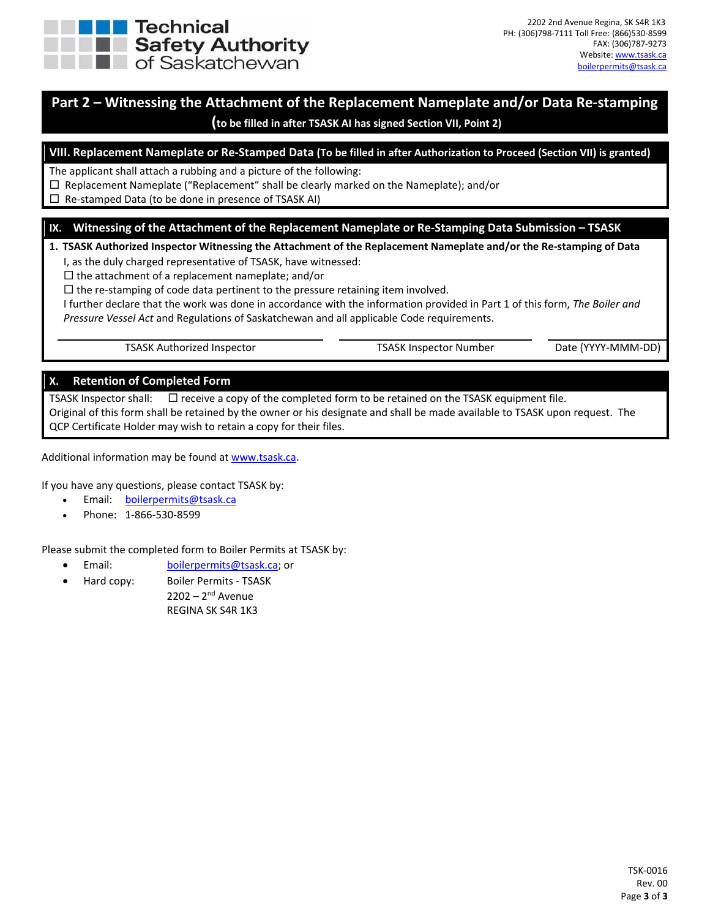Technical Safety Authority of Saskatchewan

2202 2nd Avenue Regina, SK S4R 1K3
PH: (306)798-7111 Toll Free: (866)530-8599
FAX: (306)787-9273
Website: www.tsask.ca
boilerpermits@tsask.ca

## Part 2 – Witnessing the Attachment of the Replacement Nameplate and/or Data Re-stamping

**(to be filled in after TSASK AI has signed Section VII, Point 2)**

### VIII. Replacement Nameplate or Re-Stamped Data (To be filled in after Authorization to Proceed (Section VII) is granted)

The applicant shall attach a rubbing and a picture of the following:

☐ Replacement Nameplate ("Replacement" shall be clearly marked on the Nameplate); and/or

☐ Re-stamped Data (to be done in presence of TSASK AI)

### IX. Witnessing of the Attachment of the Replacement Nameplate or Re-Stamping Data Submission – TSASK

**1. TSASK Authorized Inspector Witnessing the Attachment of the Replacement Nameplate and/or the Re-stamping of Data**

I, as the duly charged representative of TSASK, have witnessed:

☐ the attachment of a replacement nameplate; and/or

☐ the re-stamping of code data pertinent to the pressure retaining item involved.

I further declare that the work was done in accordance with the information provided in Part 1 of this form, *The Boiler and Pressure Vessel Act* and Regulations of Saskatchewan and all applicable Code requirements.

| | | |
|---|---|---|
| TSASK Authorized Inspector | TSASK Inspector Number | Date (YYYY-MMM-DD) |

### X. Retention of Completed Form

TSASK Inspector shall: ☐ receive a copy of the completed form to be retained on the TSASK equipment file.

Original of this form shall be retained by the owner or his designate and shall be made available to TSASK upon request. The QCP Certificate Holder may wish to retain a copy for their files.

Additional information may be found at www.tsask.ca.

If you have any questions, please contact TSASK by:

- Email: boilerpermits@tsask.ca
- Phone: 1-866-530-8599

Please submit the completed form to Boiler Permits at TSASK by:

- Email: boilerpermits@tsask.ca; or
- Hard copy: Boiler Permits - TSASK
  2202 – 2nd Avenue
  REGINA SK S4R 1K3

TSK-0016
Rev. 00